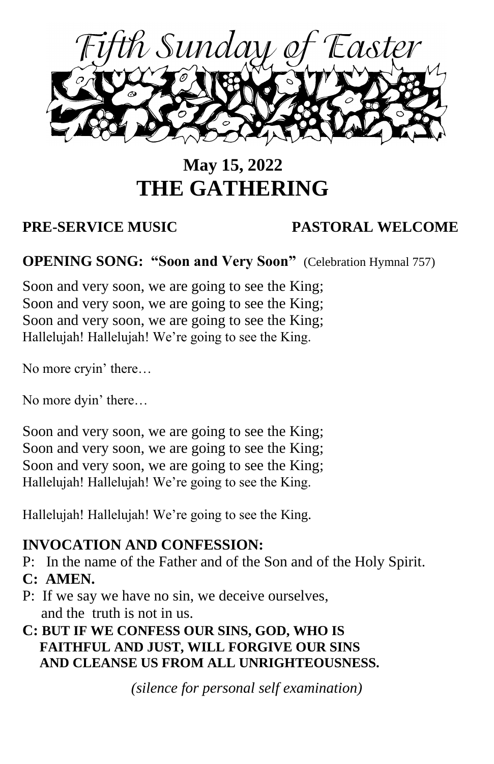# Fifth Sunday of Easter

## May 15, 2022

# THE GATHERING

**PRE-SERVICE MUSIC** **PASTORAL WELCOME**

**OPENING SONG: "Soon and Very Soon"** (Celebration Hymnal 757)

Soon and very soon, we are going to see the King;
Soon and very soon, we are going to see the King;
Soon and very soon, we are going to see the King;
Hallelujah! Hallelujah! We're going to see the King.

No more cryin' there…

No more dyin' there…

Soon and very soon, we are going to see the King;
Soon and very soon, we are going to see the King;
Soon and very soon, we are going to see the King;
Hallelujah! Hallelujah! We're going to see the King.

Hallelujah! Hallelujah! We're going to see the King.

**INVOCATION AND CONFESSION:**

P: In the name of the Father and of the Son and of the Holy Spirit.

**C: AMEN.**

P: If we say we have no sin, we deceive ourselves, and the truth is not in us.

**C: BUT IF WE CONFESS OUR SINS, GOD, WHO IS FAITHFUL AND JUST, WILL FORGIVE OUR SINS AND CLEANSE US FROM ALL UNRIGHTEOUSNESS.**

*(silence for personal self examination)*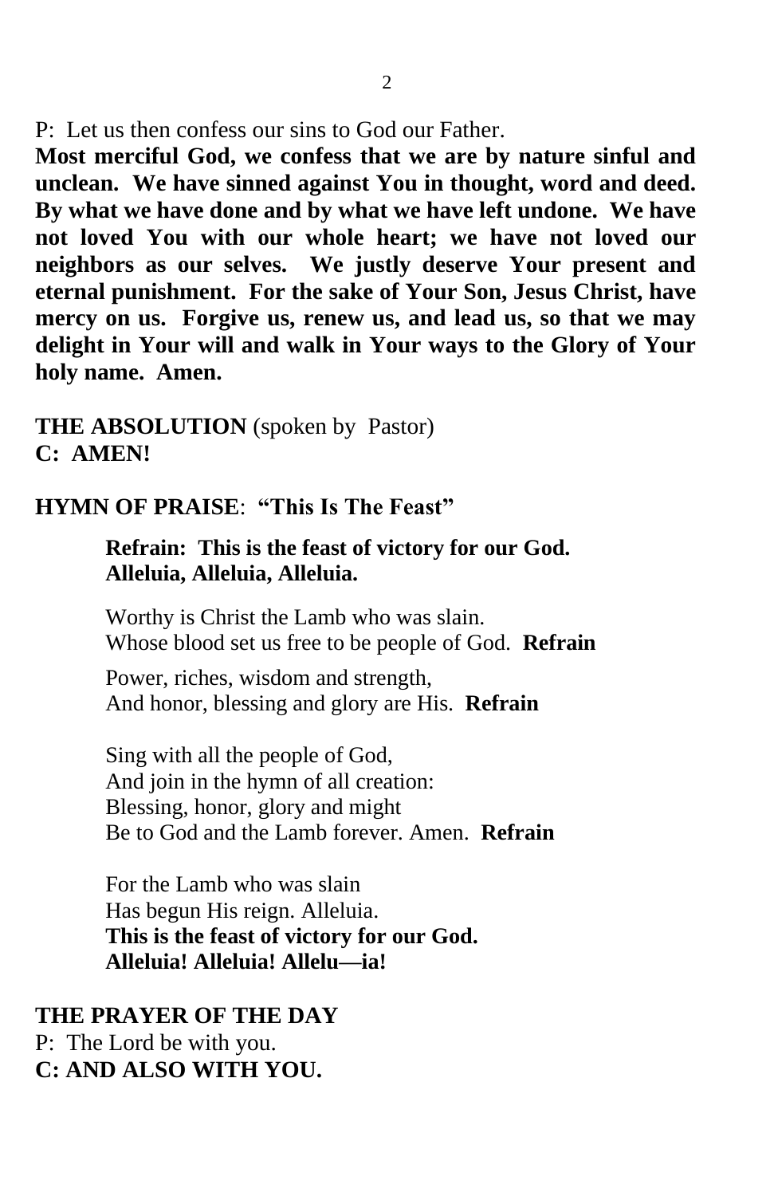P: Let us then confess our sins to God our Father.

**Most merciful God, we confess that we are by nature sinful and unclean. We have sinned against You in thought, word and deed. By what we have done and by what we have left undone. We have not loved You with our whole heart; we have not loved our neighbors as our selves. We justly deserve Your present and eternal punishment. For the sake of Your Son, Jesus Christ, have mercy on us. Forgive us, renew us, and lead us, so that we may delight in Your will and walk in Your ways to the Glory of Your holy name. Amen.**

**THE ABSOLUTION** (spoken by Pastor)
**C: AMEN!**

**HYMN OF PRAISE**: **"This Is The Feast"**

> **Refrain: This is the feast of victory for our God.**
> **Alleluia, Alleluia, Alleluia.**
>
> Worthy is Christ the Lamb who was slain.
> Whose blood set us free to be people of God. **Refrain**
>
> Power, riches, wisdom and strength,
> And honor, blessing and glory are His. **Refrain**
>
> Sing with all the people of God,
> And join in the hymn of all creation:
> Blessing, honor, glory and might
> Be to God and the Lamb forever. Amen. **Refrain**
>
> For the Lamb who was slain
> Has begun His reign. Alleluia.
> **This is the feast of victory for our God.**
> **Alleluia! Alleluia! Allelu—ia!**

**THE PRAYER OF THE DAY**
P: The Lord be with you.
**C: AND ALSO WITH YOU.**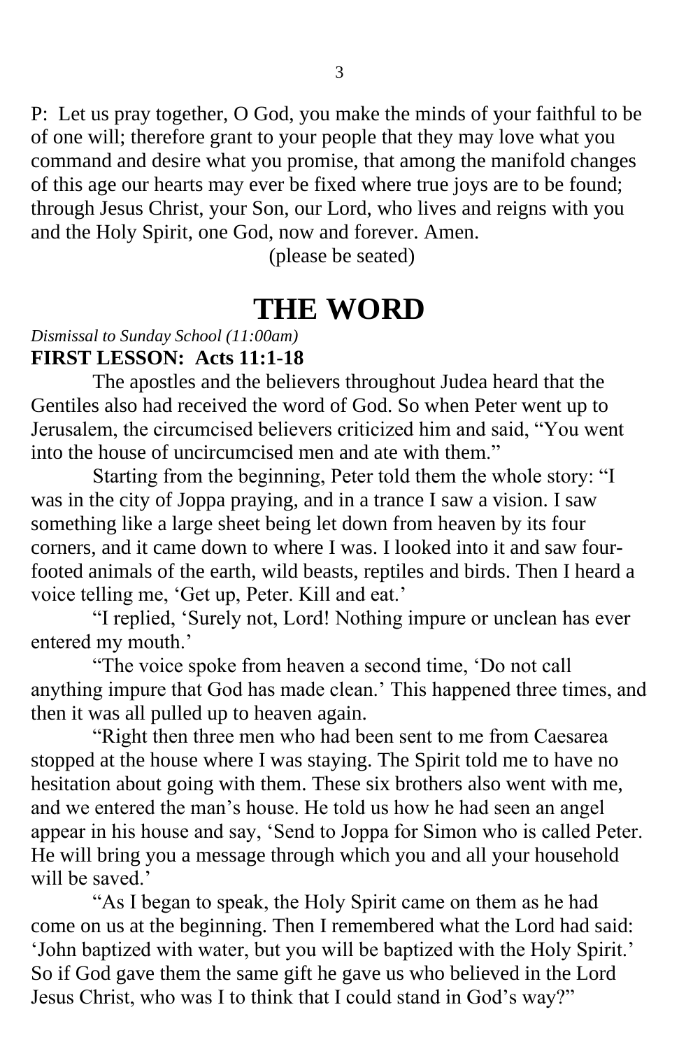P: Let us pray together, O God, you make the minds of your faithful to be of one will; therefore grant to your people that they may love what you command and desire what you promise, that among the manifold changes of this age our hearts may ever be fixed where true joys are to be found; through Jesus Christ, your Son, our Lord, who lives and reigns with you and the Holy Spirit, one God, now and forever. Amen.

(please be seated)

# THE WORD

*Dismissal to Sunday School (11:00am)*

**FIRST LESSON: Acts 11:1-18**

The apostles and the believers throughout Judea heard that the Gentiles also had received the word of God. So when Peter went up to Jerusalem, the circumcised believers criticized him and said, "You went into the house of uncircumcised men and ate with them."

Starting from the beginning, Peter told them the whole story: "I was in the city of Joppa praying, and in a trance I saw a vision. I saw something like a large sheet being let down from heaven by its four corners, and it came down to where I was. I looked into it and saw four-footed animals of the earth, wild beasts, reptiles and birds. Then I heard a voice telling me, 'Get up, Peter. Kill and eat.'

"I replied, 'Surely not, Lord! Nothing impure or unclean has ever entered my mouth.'

"The voice spoke from heaven a second time, 'Do not call anything impure that God has made clean.' This happened three times, and then it was all pulled up to heaven again.

"Right then three men who had been sent to me from Caesarea stopped at the house where I was staying. The Spirit told me to have no hesitation about going with them. These six brothers also went with me, and we entered the man's house. He told us how he had seen an angel appear in his house and say, 'Send to Joppa for Simon who is called Peter. He will bring you a message through which you and all your household will be saved.'

"As I began to speak, the Holy Spirit came on them as he had come on us at the beginning. Then I remembered what the Lord had said: 'John baptized with water, but you will be baptized with the Holy Spirit.' So if God gave them the same gift he gave us who believed in the Lord Jesus Christ, who was I to think that I could stand in God's way?"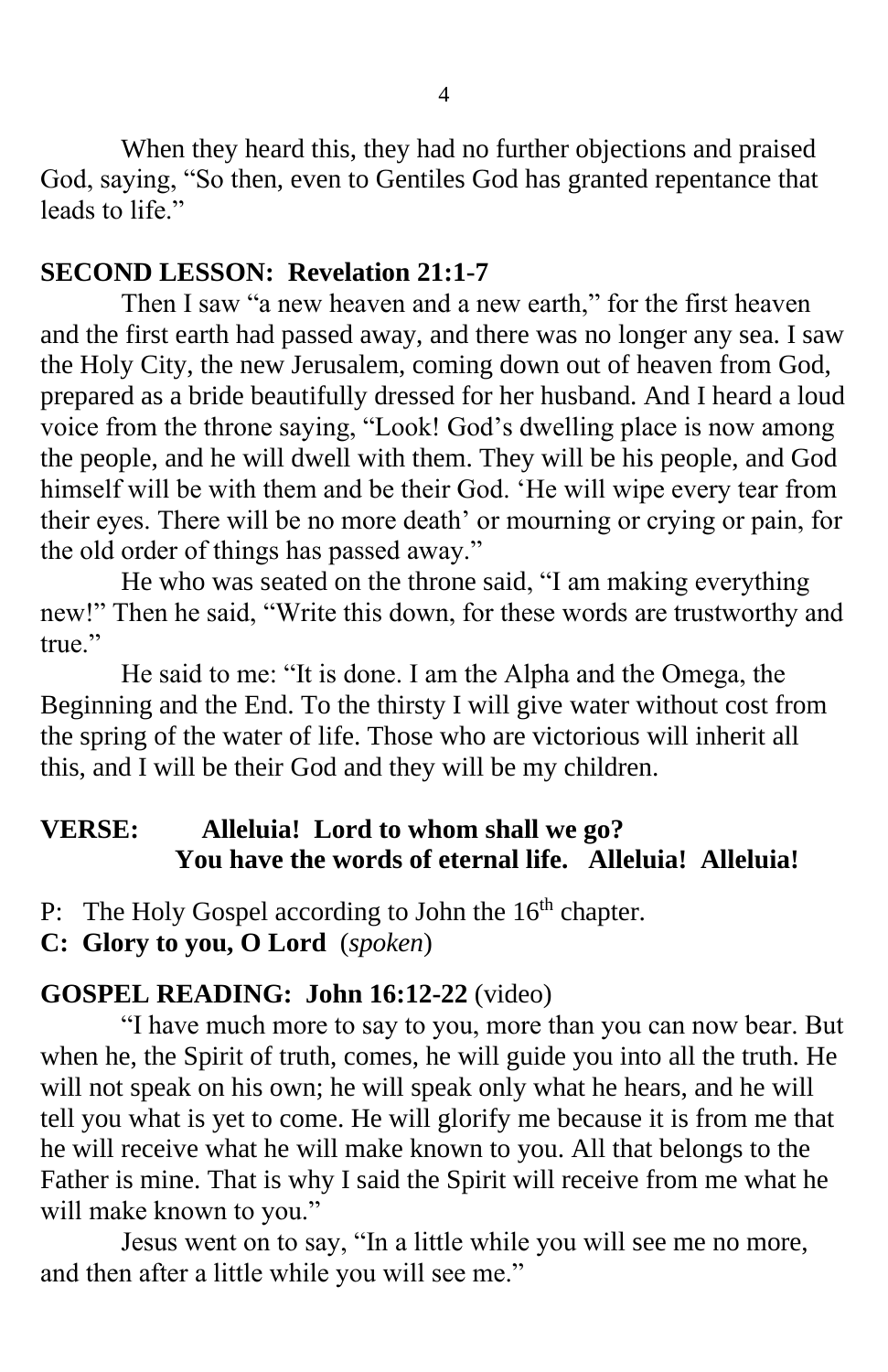When they heard this, they had no further objections and praised God, saying, "So then, even to Gentiles God has granted repentance that leads to life."

**SECOND LESSON: Revelation 21:1-7**

Then I saw "a new heaven and a new earth," for the first heaven and the first earth had passed away, and there was no longer any sea. I saw the Holy City, the new Jerusalem, coming down out of heaven from God, prepared as a bride beautifully dressed for her husband. And I heard a loud voice from the throne saying, "Look! God's dwelling place is now among the people, and he will dwell with them. They will be his people, and God himself will be with them and be their God. 'He will wipe every tear from their eyes. There will be no more death' or mourning or crying or pain, for the old order of things has passed away."

He who was seated on the throne said, "I am making everything new!" Then he said, "Write this down, for these words are trustworthy and true."

He said to me: "It is done. I am the Alpha and the Omega, the Beginning and the End. To the thirsty I will give water without cost from the spring of the water of life. Those who are victorious will inherit all this, and I will be their God and they will be my children.

**VERSE: Alleluia! Lord to whom shall we go?**
**You have the words of eternal life. Alleluia! Alleluia!**

P: The Holy Gospel according to John the 16th chapter.
**C: Glory to you, O Lord** (*spoken*)

**GOSPEL READING: John 16:12-22** (video)

"I have much more to say to you, more than you can now bear. But when he, the Spirit of truth, comes, he will guide you into all the truth. He will not speak on his own; he will speak only what he hears, and he will tell you what is yet to come. He will glorify me because it is from me that he will receive what he will make known to you. All that belongs to the Father is mine. That is why I said the Spirit will receive from me what he will make known to you."

Jesus went on to say, "In a little while you will see me no more, and then after a little while you will see me."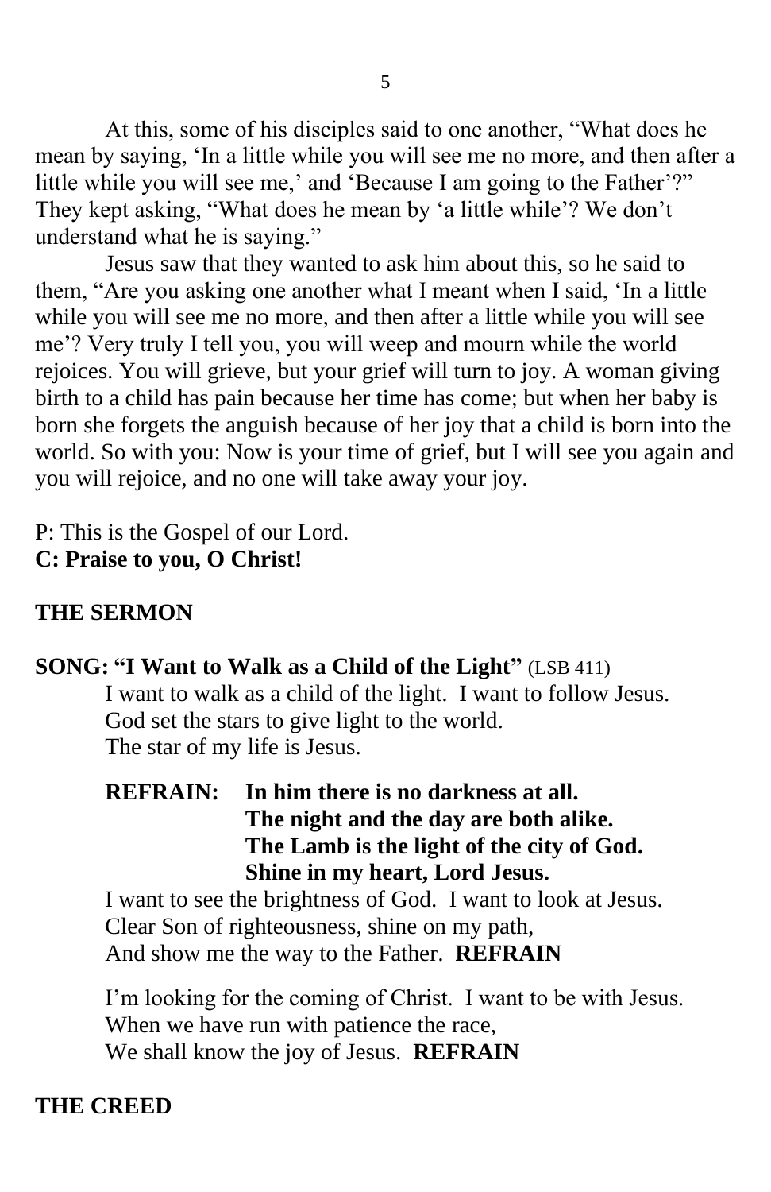At this, some of his disciples said to one another, "What does he mean by saying, 'In a little while you will see me no more, and then after a little while you will see me,' and 'Because I am going to the Father'?" They kept asking, "What does he mean by 'a little while'? We don't understand what he is saying."

Jesus saw that they wanted to ask him about this, so he said to them, "Are you asking one another what I meant when I said, 'In a little while you will see me no more, and then after a little while you will see me'? Very truly I tell you, you will weep and mourn while the world rejoices. You will grieve, but your grief will turn to joy. A woman giving birth to a child has pain because her time has come; but when her baby is born she forgets the anguish because of her joy that a child is born into the world. So with you: Now is your time of grief, but I will see you again and you will rejoice, and no one will take away your joy.

P: This is the Gospel of our Lord.
**C: Praise to you, O Christ!**

**THE SERMON**

**SONG: "I Want to Walk as a Child of the Light"** (LSB 411)

I want to walk as a child of the light. I want to follow Jesus.
God set the stars to give light to the world.
The star of my life is Jesus.

**REFRAIN: In him there is no darkness at all.**
**The night and the day are both alike.**
**The Lamb is the light of the city of God.**
**Shine in my heart, Lord Jesus.**

I want to see the brightness of God. I want to look at Jesus.
Clear Son of righteousness, shine on my path,
And show me the way to the Father. **REFRAIN**

I'm looking for the coming of Christ. I want to be with Jesus.
When we have run with patience the race,
We shall know the joy of Jesus. **REFRAIN**

**THE CREED**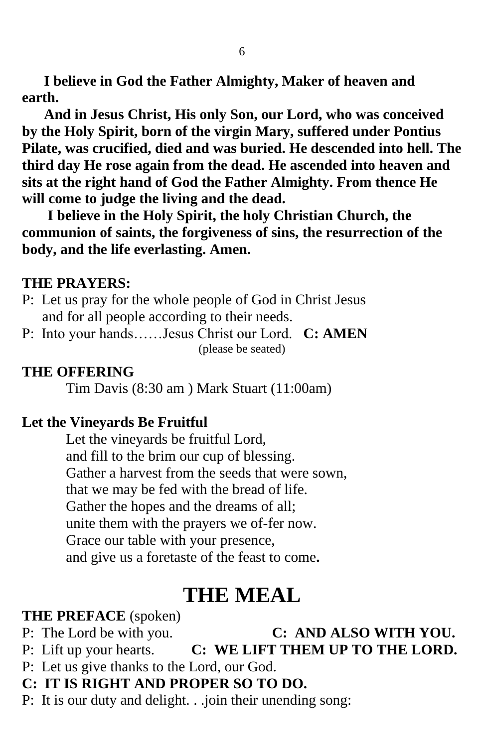**I believe in God the Father Almighty, Maker of heaven and earth.**

**And in Jesus Christ, His only Son, our Lord, who was conceived by the Holy Spirit, born of the virgin Mary, suffered under Pontius Pilate, was crucified, died and was buried. He descended into hell. The third day He rose again from the dead. He ascended into heaven and sits at the right hand of God the Father Almighty. From thence He will come to judge the living and the dead.**

**I believe in the Holy Spirit, the holy Christian Church, the communion of saints, the forgiveness of sins, the resurrection of the body, and the life everlasting. Amen.**

**THE PRAYERS:**

P: Let us pray for the whole people of God in Christ Jesus and for all people according to their needs.

P: Into your hands……Jesus Christ our Lord. **C: AMEN**

(please be seated)

**THE OFFERING**

Tim Davis (8:30 am ) Mark Stuart (11:00am)

**Let the Vineyards Be Fruitful**

Let the vineyards be fruitful Lord,
and fill to the brim our cup of blessing.
Gather a harvest from the seeds that were sown,
that we may be fed with the bread of life.
Gather the hopes and the dreams of all;
unite them with the prayers we of-fer now.
Grace our table with your presence,
and give us a foretaste of the feast to come**.**

# THE MEAL

**THE PREFACE** (spoken)

P: The Lord be with you. **C: AND ALSO WITH YOU.**

P: Lift up your hearts. **C: WE LIFT THEM UP TO THE LORD.**

P: Let us give thanks to the Lord, our God.

**C: IT IS RIGHT AND PROPER SO TO DO.**

P: It is our duty and delight. . .join their unending song: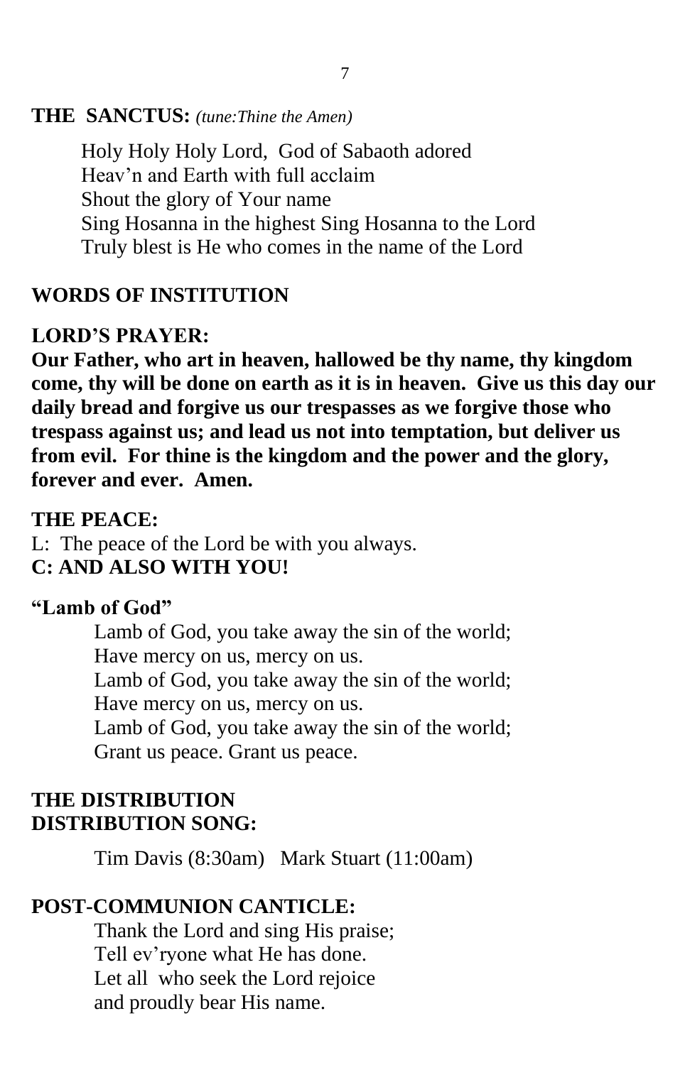**THE SANCTUS:** *(tune:Thine the Amen)*

Holy Holy Holy Lord, God of Sabaoth adored
Heav'n and Earth with full acclaim
Shout the glory of Your name
Sing Hosanna in the highest Sing Hosanna to the Lord
Truly blest is He who comes in the name of the Lord

**WORDS OF INSTITUTION**

**LORD'S PRAYER:**

**Our Father, who art in heaven, hallowed be thy name, thy kingdom come, thy will be done on earth as it is in heaven. Give us this day our daily bread and forgive us our trespasses as we forgive those who trespass against us; and lead us not into temptation, but deliver us from evil. For thine is the kingdom and the power and the glory, forever and ever. Amen.**

**THE PEACE:**

L: The peace of the Lord be with you always.
**C: AND ALSO WITH YOU!**

**"Lamb of God"**

Lamb of God, you take away the sin of the world;
Have mercy on us, mercy on us.
Lamb of God, you take away the sin of the world;
Have mercy on us, mercy on us.
Lamb of God, you take away the sin of the world;
Grant us peace. Grant us peace.

**THE DISTRIBUTION**
**DISTRIBUTION SONG:**

Tim Davis (8:30am) Mark Stuart (11:00am)

**POST-COMMUNION CANTICLE:**

Thank the Lord and sing His praise;
Tell ev'ryone what He has done.
Let all who seek the Lord rejoice
and proudly bear His name.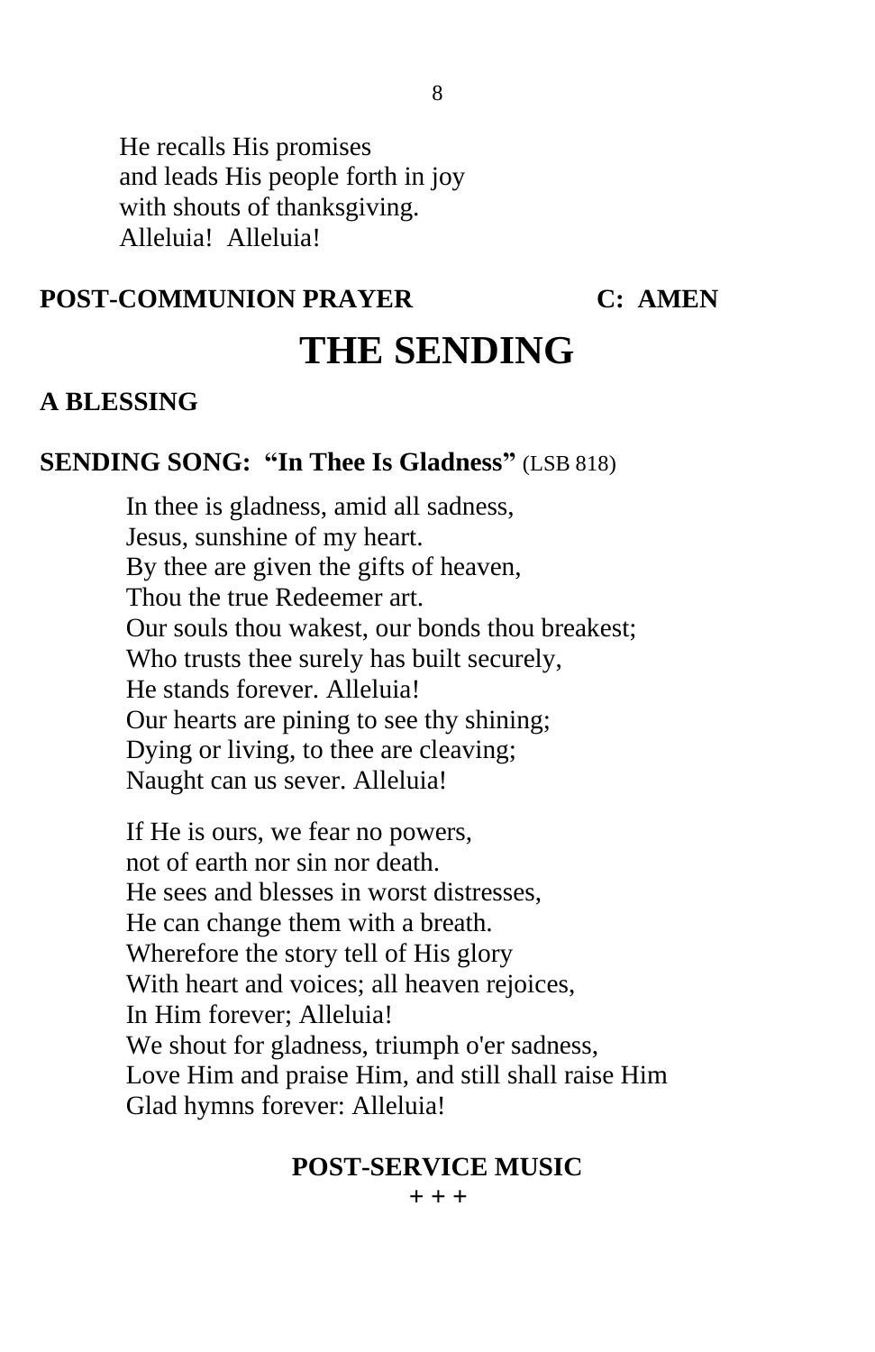He recalls His promises  
and leads His people forth in joy  
with shouts of thanksgiving.  
Alleluia!  Alleluia!

**POST-COMMUNION PRAYER** **C:  AMEN**

# THE SENDING

**A BLESSING**

**SENDING SONG:  "In Thee Is Gladness"** (LSB 818)

In thee is gladness, amid all sadness,  
Jesus, sunshine of my heart.  
By thee are given the gifts of heaven,  
Thou the true Redeemer art.  
Our souls thou wakest, our bonds thou breakest;  
Who trusts thee surely has built securely,  
He stands forever. Alleluia!  
Our hearts are pining to see thy shining;  
Dying or living, to thee are cleaving;  
Naught can us sever. Alleluia!

If He is ours, we fear no powers,  
not of earth nor sin nor death.  
He sees and blesses in worst distresses,  
He can change them with a breath.  
Wherefore the story tell of His glory  
With heart and voices; all heaven rejoices,  
In Him forever; Alleluia!  
We shout for gladness, triumph o'er sadness,  
Love Him and praise Him, and still shall raise Him  
Glad hymns forever: Alleluia!

**POST-SERVICE MUSIC**

+ + +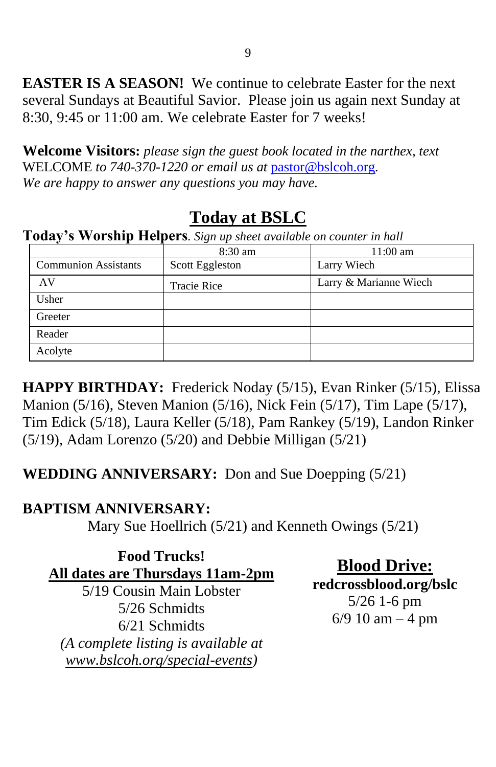**EASTER IS A SEASON!** We continue to celebrate Easter for the next several Sundays at Beautiful Savior. Please join us again next Sunday at 8:30, 9:45 or 11:00 am. We celebrate Easter for 7 weeks!

**Welcome Visitors:** *please sign the guest book located in the narthex, text* WELCOME *to 740-370-1220 or email us at* pastor@bslcoh.org.
*We are happy to answer any questions you may have.*

## Today at BSLC

**Today's Worship Helpers**. *Sign up sheet available on counter in hall*

| | 8:30 am | 11:00 am |
|---|---|---|
| Communion Assistants | Scott Eggleston | Larry Wiech |
| AV | Tracie Rice | Larry & Marianne Wiech |
| Usher | | |
| Greeter | | |
| Reader | | |
| Acolyte | | |

**HAPPY BIRTHDAY:** Frederick Noday (5/15), Evan Rinker (5/15), Elissa Manion (5/16), Steven Manion (5/16), Nick Fein (5/17), Tim Lape (5/17), Tim Edick (5/18), Laura Keller (5/18), Pam Rankey (5/19), Landon Rinker (5/19), Adam Lorenzo (5/20) and Debbie Milligan (5/21)

**WEDDING ANNIVERSARY:** Don and Sue Doepping (5/21)

**BAPTISM ANNIVERSARY:**
Mary Sue Hoellrich (5/21) and Kenneth Owings (5/21)

**Food Trucks!**
**All dates are Thursdays 11am-2pm**
5/19 Cousin Main Lobster
5/26 Schmidts
6/21 Schmidts
*(A complete listing is available at www.bslcoh.org/special-events)*

**Blood Drive:**
**redcrossblood.org/bslc**
5/26 1-6 pm
6/9 10 am – 4 pm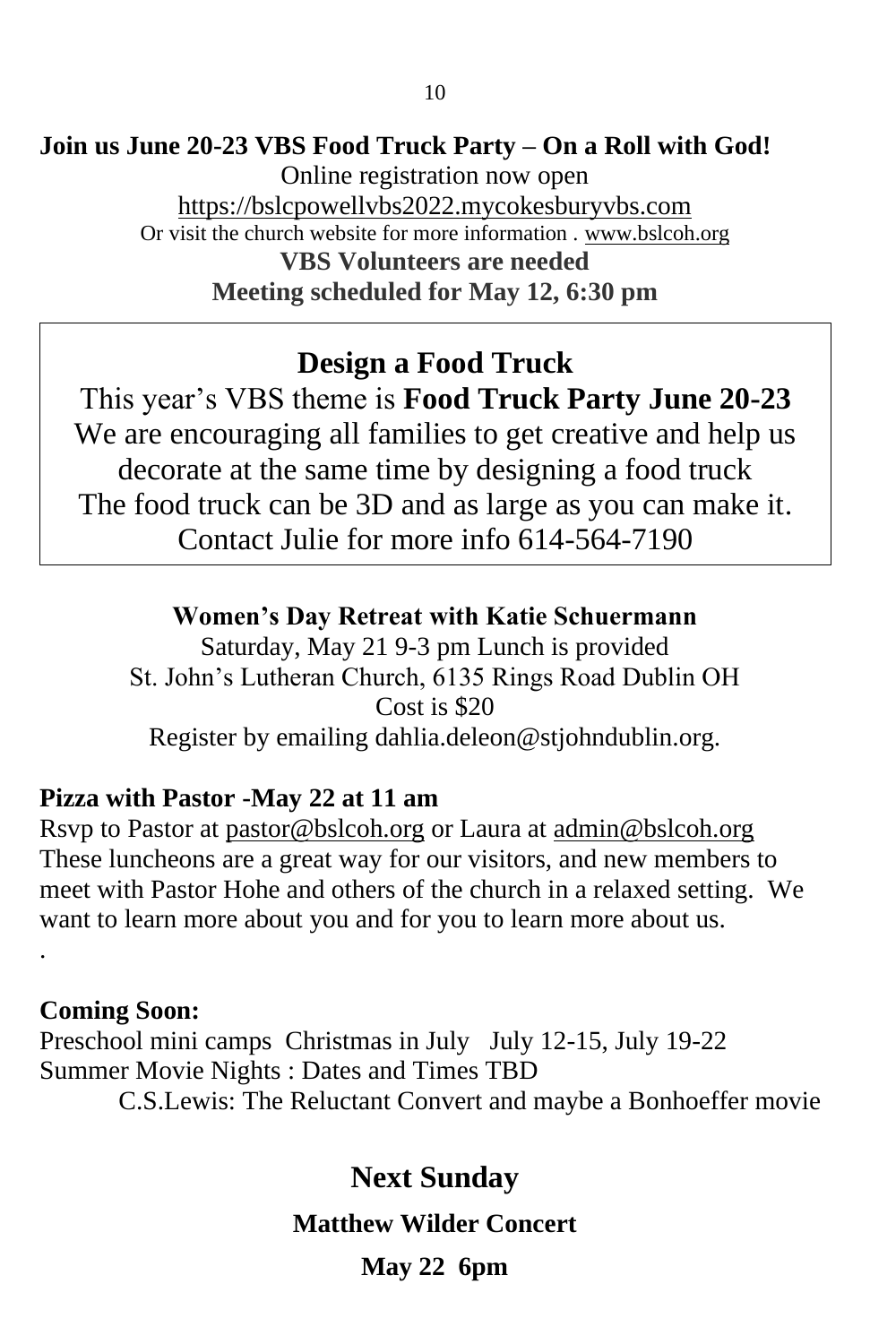**Join us June 20-23 VBS Food Truck Party – On a Roll with God!**

Online registration now open

https://bslcpowellvbs2022.mycokesburyvbs.com

Or visit the church website for more information . www.bslcoh.org

**VBS Volunteers are needed**

**Meeting scheduled for May 12, 6:30 pm**

## Design a Food Truck

This year's VBS theme is **Food Truck Party June 20-23**
We are encouraging all families to get creative and help us decorate at the same time by designing a food truck
The food truck can be 3D and as large as you can make it.
Contact Julie for more info 614-564-7190

### Women's Day Retreat with Katie Schuermann

Saturday, May 21 9-3 pm Lunch is provided
St. John's Lutheran Church, 6135 Rings Road Dublin OH
Cost is $20
Register by emailing dahlia.deleon@stjohndublin.org.

**Pizza with Pastor -May 22 at 11 am**

Rsvp to Pastor at pastor@bslcoh.org or Laura at admin@bslcoh.org
These luncheons are a great way for our visitors, and new members to meet with Pastor Hohe and others of the church in a relaxed setting. We want to learn more about you and for you to learn more about us.

.

**Coming Soon:**

Preschool mini camps Christmas in July July 12-15, July 19-22
Summer Movie Nights : Dates and Times TBD
C.S.Lewis: The Reluctant Convert and maybe a Bonhoeffer movie

## Next Sunday

**Matthew Wilder Concert**

**May 22 6pm**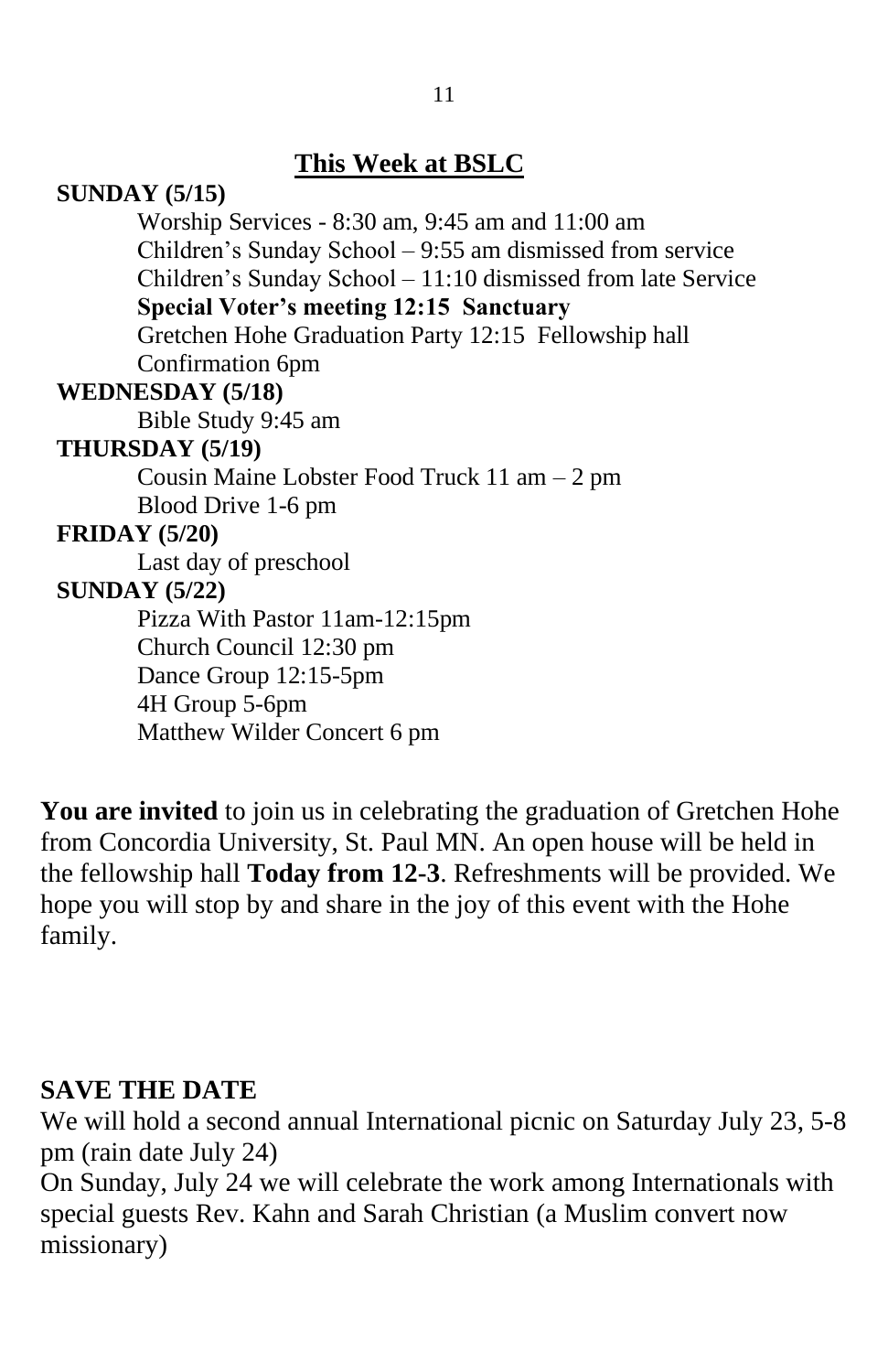## This Week at BSLC

**SUNDAY (5/15)**

- Worship Services - 8:30 am, 9:45 am and 11:00 am
- Children's Sunday School – 9:55 am dismissed from service
- Children's Sunday School – 11:10 dismissed from late Service
- **Special Voter's meeting 12:15 Sanctuary**
- Gretchen Hohe Graduation Party 12:15 Fellowship hall
- Confirmation 6pm

**WEDNESDAY (5/18)**

- Bible Study 9:45 am

**THURSDAY (5/19)**

- Cousin Maine Lobster Food Truck 11 am – 2 pm
- Blood Drive 1-6 pm

**FRIDAY (5/20)**

- Last day of preschool

**SUNDAY (5/22)**

- Pizza With Pastor 11am-12:15pm
- Church Council 12:30 pm
- Dance Group 12:15-5pm
- 4H Group 5-6pm
- Matthew Wilder Concert 6 pm

**You are invited** to join us in celebrating the graduation of Gretchen Hohe from Concordia University, St. Paul MN. An open house will be held in the fellowship hall **Today from 12-3**. Refreshments will be provided. We hope you will stop by and share in the joy of this event with the Hohe family.

**SAVE THE DATE**

We will hold a second annual International picnic on Saturday July 23, 5-8 pm (rain date July 24)

On Sunday, July 24 we will celebrate the work among Internationals with special guests Rev. Kahn and Sarah Christian (a Muslim convert now missionary)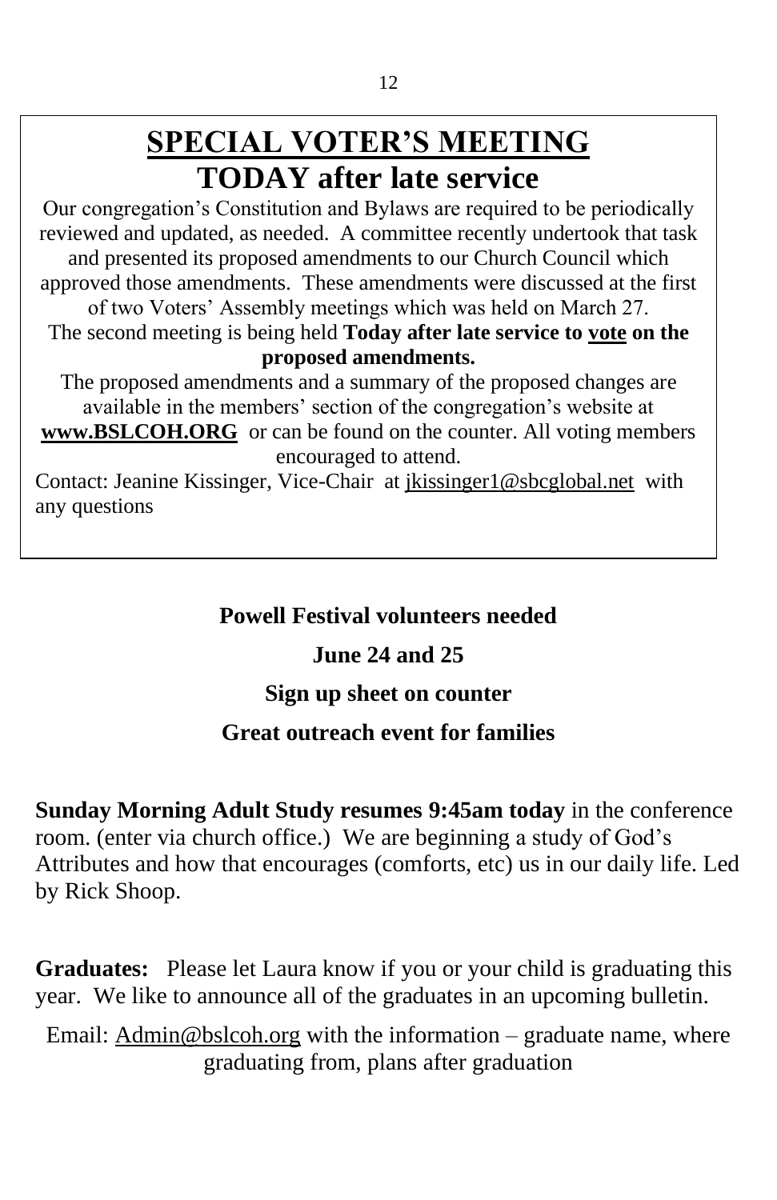## SPECIAL VOTER'S MEETING

## TODAY after late service

Our congregation's Constitution and Bylaws are required to be periodically reviewed and updated, as needed. A committee recently undertook that task and presented its proposed amendments to our Church Council which approved those amendments. These amendments were discussed at the first of two Voters' Assembly meetings which was held on March 27.

The second meeting is being held **Today after late service to vote on the proposed amendments.**

The proposed amendments and a summary of the proposed changes are available in the members' section of the congregation's website at **www.BSLCOH.ORG** or can be found on the counter. All voting members encouraged to attend.

Contact: Jeanine Kissinger, Vice-Chair at jkissinger1@sbcglobal.net with any questions

**Powell Festival volunteers needed**

**June 24 and 25**

**Sign up sheet on counter**

**Great outreach event for families**

**Sunday Morning Adult Study resumes 9:45am today** in the conference room. (enter via church office.) We are beginning a study of God's Attributes and how that encourages (comforts, etc) us in our daily life. Led by Rick Shoop.

**Graduates:** Please let Laura know if you or your child is graduating this year. We like to announce all of the graduates in an upcoming bulletin.

Email: Admin@bslcoh.org with the information – graduate name, where graduating from, plans after graduation